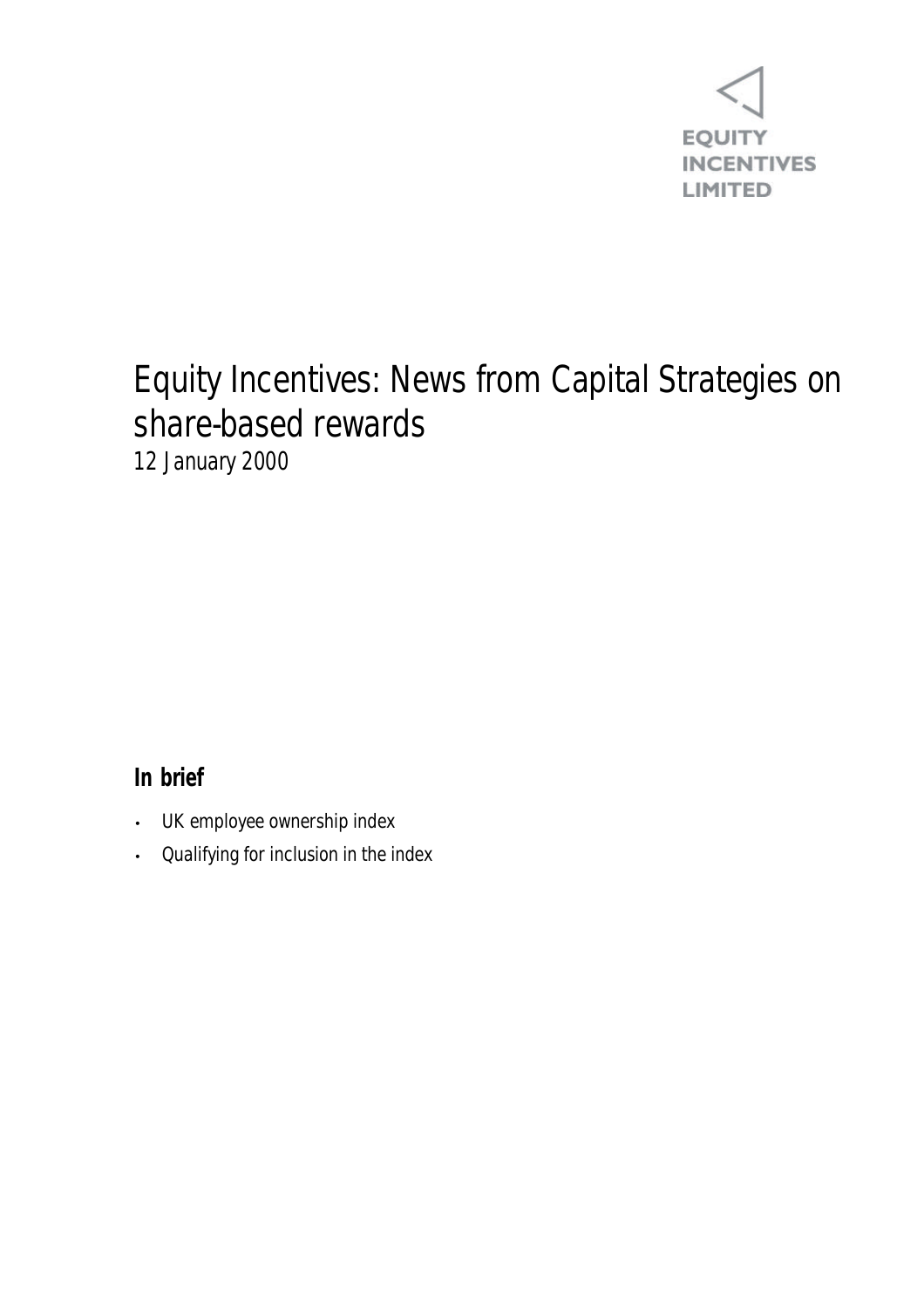EQUITY INCENTIVES LIMITED

# Equity Incentives: News from Capital Strategies on share-based rewards

12 January 2000

## In brief

- UK employee ownership index
- Qualifying for inclusion in the index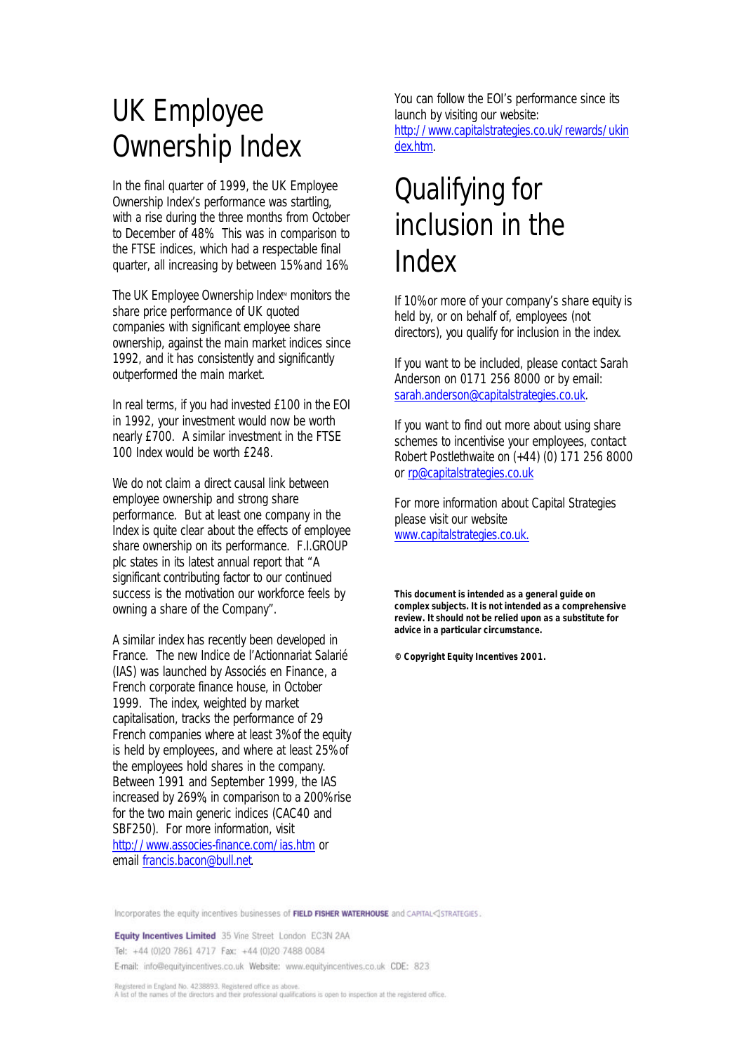# UK Employee Ownership Index

In the final quarter of 1999, the UK Employee Ownership Index's performance was startling, with a rise during the three months from October to December of 48%. This was in comparison to the FTSE indices, which had a respectable final quarter, all increasing by between 15% and 16%.

The UK Employee Ownership Index™ monitors the share price performance of UK quoted companies with significant employee share ownership, against the main market indices since 1992, and it has consistently and significantly outperformed the main market.

In real terms, if you had invested £100 in the EOI in 1992, your investment would now be worth nearly £700. A similar investment in the FTSE 100 Index would be worth £248.

We do not claim a direct causal link between employee ownership and strong share performance. But at least one company in the Index is quite clear about the effects of employee share ownership on its performance. F.I.GROUP plc states in its latest annual report that "A significant contributing factor to our continued success is the motivation our workforce feels by owning a share of the Company".

A similar index has recently been developed in France. The new Indice de l'Actionnariat Salarié (IAS) was launched by Associés en Finance, a French corporate finance house, in October 1999. The index, weighted by market capitalisation, tracks the performance of 29 French companies where at least 3% of the equity is held by employees, and where at least 25% of the employees hold shares in the company. Between 1991 and September 1999, the IAS increased by 269%, in comparison to a 200% rise for the two main generic indices (CAC40 and SBF250). For more information, visit http://www.associes-finance.com/ias.htm or email francis.bacon@bull.net.

You can follow the EOI's performance since its launch by visiting our website: http://www.capitalstrategies.co.uk/rewards/ukindex.htm.

# Qualifying for inclusion in the Index

If 10% or more of your company's share equity is held by, or on behalf of, employees (not directors), you qualify for inclusion in the index.

If you want to be included, please contact Sarah Anderson on 0171 256 8000 or by email: sarah.anderson@capitalstrategies.co.uk.

If you want to find out more about using share schemes to incentivise your employees, contact Robert Postlethwaite on (+44) (0) 171 256 8000 or rp@capitalstrategies.co.uk

For more information about Capital Strategies please visit our website www.capitalstrategies.co.uk.

**This document is intended as a general guide on complex subjects. It is not intended as a comprehensive review. It should not be relied upon as a substitute for advice in a particular circumstance.**

**© Copyright Equity Incentives 2001.**

Incorporates the equity incentives businesses of **FIELD FISHER WATERHOUSE** and CAPITAL STRATEGIES.

**Equity Incentives Limited** 35 Vine Street London EC3N 2AA
Tel: +44 (0)20 7861 4717 Fax: +44 (0)20 7488 0084
E-mail: info@equityincentives.co.uk Website: www.equityincentives.co.uk CDE: 823

Registered in England No. 4238893. Registered office as above.
A list of the names of the directors and their professional qualifications is open to inspection at the registered office.